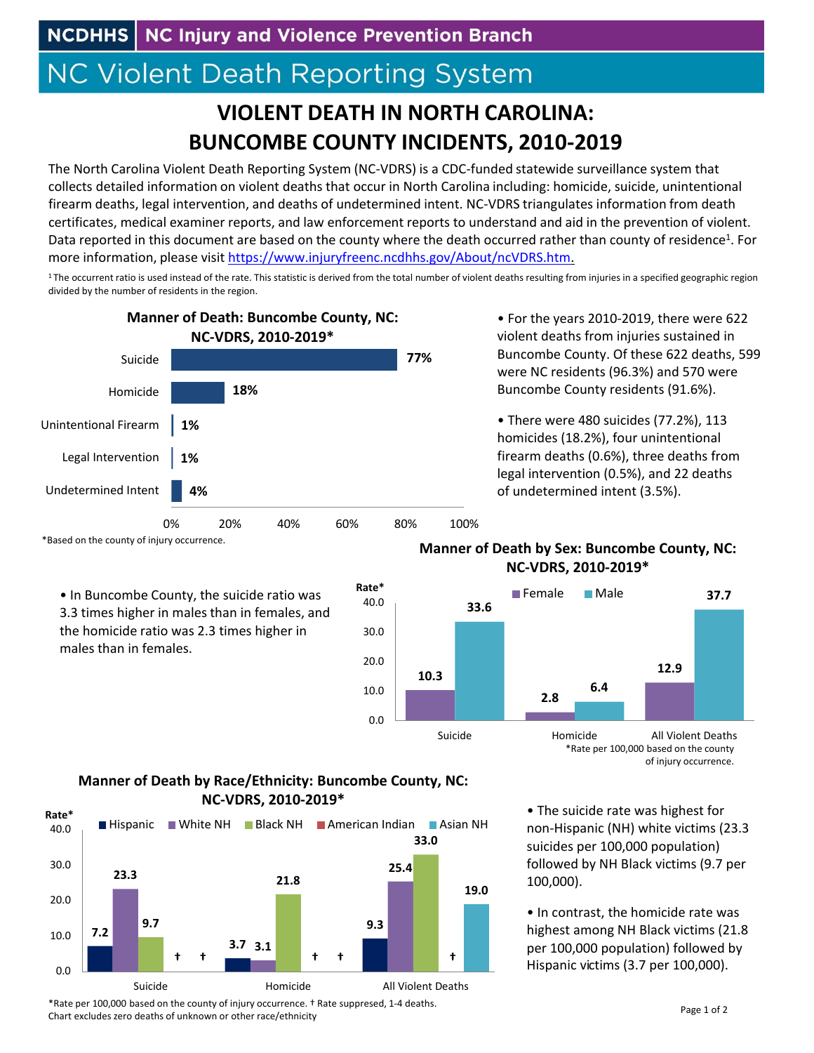NCDHHS | NC Injury and Violence Prevention Branch

NC Violent Death Reporting System

# VIOLENT DEATH IN NORTH CAROLINA: BUNCOMBE COUNTY INCIDENTS, 2010-2019

The North Carolina Violent Death Reporting System (NC-VDRS) is a CDC-funded statewide surveillance system that collects detailed information on violent deaths that occur in North Carolina including: homicide, suicide, unintentional firearm deaths, legal intervention, and deaths of undetermined intent. NC-VDRS triangulates information from death certificates, medical examiner reports, and law enforcement reports to understand and aid in the prevention of violent. Data reported in this document are based on the county where the death occurred rather than county of residence[1]. For more information, please visit https://www.injuryfreenc.ncdhhs.gov/About/ncVDRS.htm.

[1] The occurrent ratio is used instead of the rate. This statistic is derived from the total number of violent deaths resulting from injuries in a specified geographic region divided by the number of residents in the region.

**Manner of Death: Buncombe County, NC: NC-VDRS, 2010-2019***

| Manner of Death | Percent |
|---|---|
| Suicide | 77% |
| Homicide | 18% |
| Unintentional Firearm | 1% |
| Legal Intervention | 1% |
| Undetermined Intent | 4% |

*Based on the county of injury occurrence.

- For the years 2010-2019, there were 622 violent deaths from injuries sustained in Buncombe County. Of these 622 deaths, 599 were NC residents (96.3%) and 570 were Buncombe County residents (91.6%).
- There were 480 suicides (77.2%), 113 homicides (18.2%), four unintentional firearm deaths (0.6%), three deaths from legal intervention (0.5%), and 22 deaths of undetermined intent (3.5%).
- In Buncombe County, the suicide ratio was 3.3 times higher in males than in females, and the homicide ratio was 2.3 times higher in males than in females.

**Manner of Death by Sex: Buncombe County, NC: NC-VDRS, 2010-2019***

| Rate* | Female | Male |
|---|---|---|
| Suicide | 10.3 | 33.6 |
| Homicide | 2.8 | 6.4 |
| All Violent Deaths | 12.9 | 37.7 |

*Rate per 100,000 based on the county of injury occurrence.

**Manner of Death by Race/Ethnicity: Buncombe County, NC: NC-VDRS, 2010-2019***

| Rate* | Hispanic | White NH | Black NH | American Indian | Asian NH |
|---|---|---|---|---|---|
| Suicide | 7.2 | 23.3 | 9.7 | † | † |
| Homicide | 3.7 | 3.1 | 21.8 | † | † |
| All Violent Deaths | 9.3 | 25.4 | 33.0 | † | 19.0 |

*Rate per 100,000 based on the county of injury occurrence. † Rate suppressed, 1-4 deaths. Chart excludes zero deaths of unknown or other race/ethnicity

- The suicide rate was highest for non-Hispanic (NH) white victims (23.3 suicides per 100,000 population) followed by NH Black victims (9.7 per 100,000).
- In contrast, the homicide rate was highest among NH Black victims (21.8 per 100,000 population) followed by Hispanic victims (3.7 per 100,000).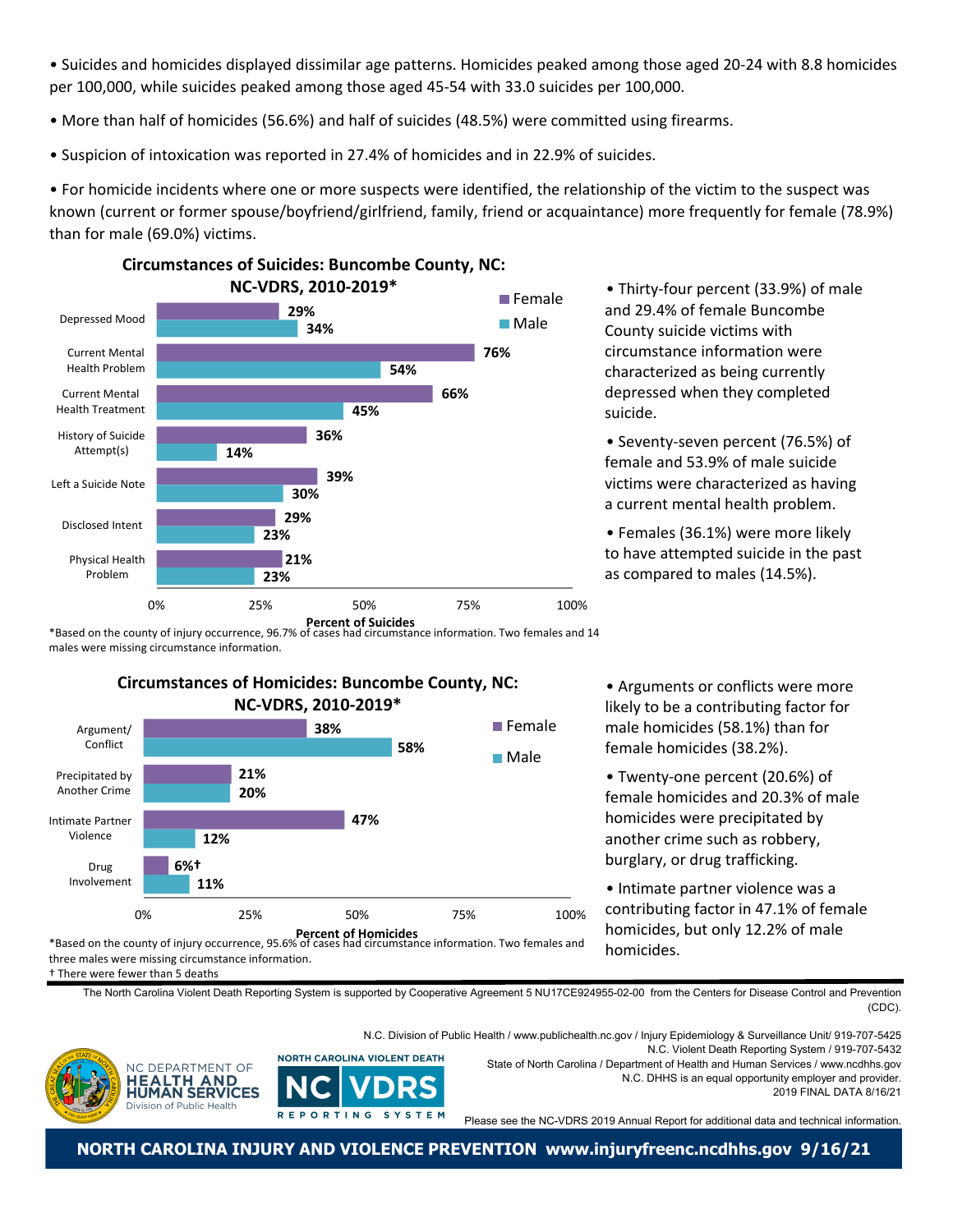- Suicides and homicides displayed dissimilar age patterns. Homicides peaked among those aged 20-24 with 8.8 homicides per 100,000, while suicides peaked among those aged 45-54 with 33.0 suicides per 100,000.
- More than half of homicides (56.6%) and half of suicides (48.5%) were committed using firearms.
- Suspicion of intoxication was reported in 27.4% of homicides and in 22.9% of suicides.
- For homicide incidents where one or more suspects were identified, the relationship of the victim to the suspect was known (current or former spouse/boyfriend/girlfriend, family, friend or acquaintance) more frequently for female (78.9%) than for male (69.0%) victims.

**Circumstances of Suicides: Buncombe County, NC: NC-VDRS, 2010-2019***

Female
Male

Depressed Mood 29% 34%
Current Mental Health Problem 76% 54%
Current Mental Health Treatment 66% 45%
History of Suicide Attempt(s) 36% 14%
Left a Suicide Note 39% 30%
Disclosed Intent 29% 23%
Physical Health Problem 21% 23%

0% 25% 50% 75% 100%
Percent of Suicides

*Based on the county of injury occurrence, 96.7% of cases had circumstance information. Two females and 14 males were missing circumstance information.

- Thirty-four percent (33.9%) of male and 29.4% of female Buncombe County suicide victims with circumstance information were characterized as being currently depressed when they completed suicide.
- Seventy-seven percent (76.5%) of female and 53.9% of male suicide victims were characterized as having a current mental health problem.
- Females (36.1%) were more likely to have attempted suicide in the past as compared to males (14.5%).

**Circumstances of Homicides: Buncombe County, NC: NC-VDRS, 2010-2019***

Female
Male

Argument/ Conflict 38% 58%
Precipitated by Another Crime 21% 20%
Intimate Partner Violence 47% 12%
Drug Involvement 6%† 11%

0% 25% 50% 75% 100%
Percent of Homicides

*Based on the county of injury occurrence, 95.6% of cases had circumstance information. Two females and three males were missing circumstance information.
† There were fewer than 5 deaths

- Arguments or conflicts were more likely to be a contributing factor for male homicides (58.1%) than for female homicides (38.2%).
- Twenty-one percent (20.6%) of female homicides and 20.3% of male homicides were precipitated by another crime such as robbery, burglary, or drug trafficking.
- Intimate partner violence was a contributing factor in 47.1% of female homicides, but only 12.2% of male homicides.

The North Carolina Violent Death Reporting System is supported by Cooperative Agreement 5 NU17CE924955-02-00 from the Centers for Disease Control and Prevention (CDC).

N.C. Division of Public Health / www.publichealth.nc.gov / Injury Epidemiology & Surveillance Unit/ 919-707-5425
N.C. Violent Death Reporting System / 919-707-5432
State of North Carolina / Department of Health and Human Services / www.ncdhhs.gov
N.C. DHHS is an equal opportunity employer and provider.
2019 FINAL DATA 8/16/21

NC DEPARTMENT OF HEALTH AND HUMAN SERVICES Division of Public Health

NORTH CAROLINA VIOLENT DEATH NC VDRS REPORTING SYSTEM

Please see the NC-VDRS 2019 Annual Report for additional data and technical information.

**NORTH CAROLINA INJURY AND VIOLENCE PREVENTION www.injuryfreenc.ncdhhs.gov 9/16/21**